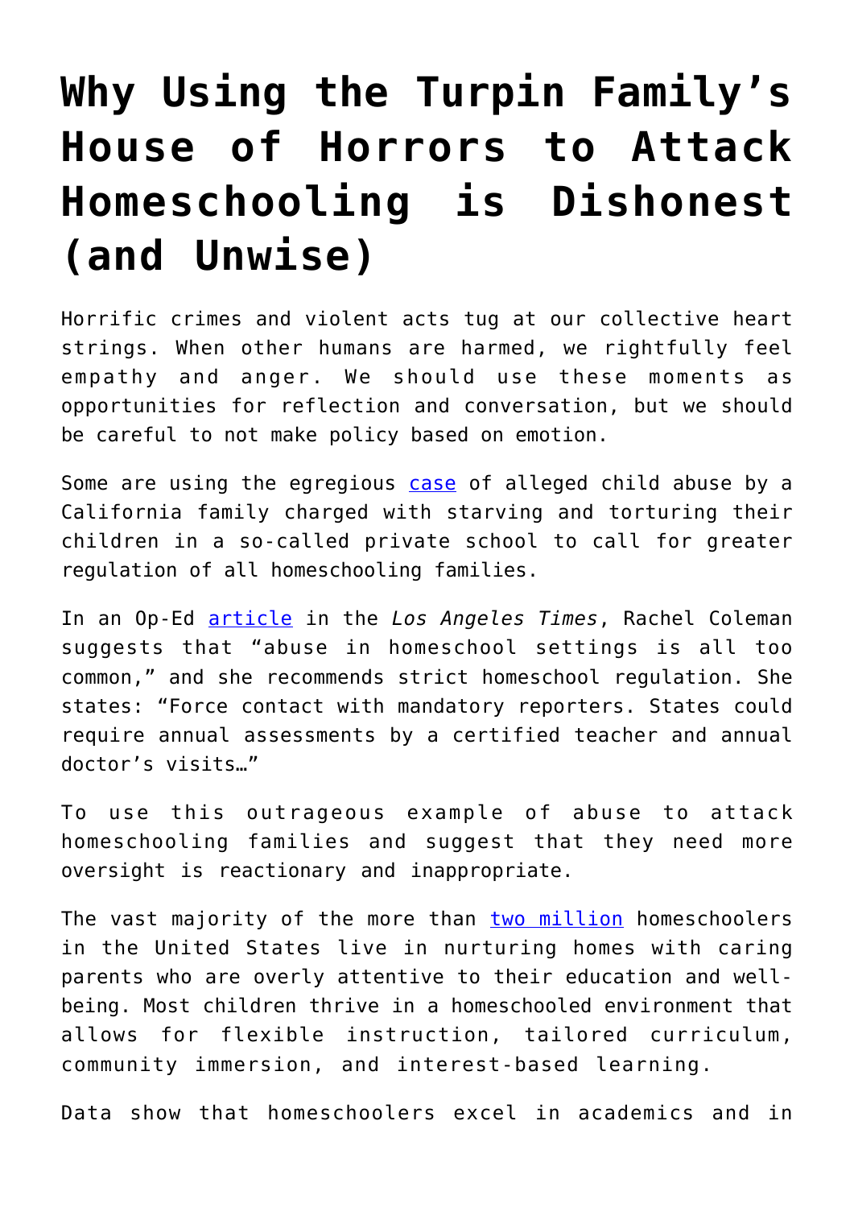# Why Using the Turpin Family's House of Horrors to Attack Homeschooling is Dishonest (and Unwise)

Horrific crimes and violent acts tug at our collective heart strings. When other humans are harmed, we rightfully feel empathy and anger. We should use these moments as opportunities for reflection and conversation, but we should be careful to not make policy based on emotion.

Some are using the egregious case of alleged child abuse by a California family charged with starving and torturing their children in a so-called private school to call for greater regulation of all homeschooling families.

In an Op-Ed article in the *Los Angeles Times*, Rachel Coleman suggests that "abuse in homeschool settings is all too common," and she recommends strict homeschool regulation. She states: "Force contact with mandatory reporters. States could require annual assessments by a certified teacher and annual doctor's visits…"

To use this outrageous example of abuse to attack homeschooling families and suggest that they need more oversight is reactionary and inappropriate.

The vast majority of the more than two million homeschoolers in the United States live in nurturing homes with caring parents who are overly attentive to their education and well-being. Most children thrive in a homeschooled environment that allows for flexible instruction, tailored curriculum, community immersion, and interest-based learning.

Data show that homeschoolers excel in academics and in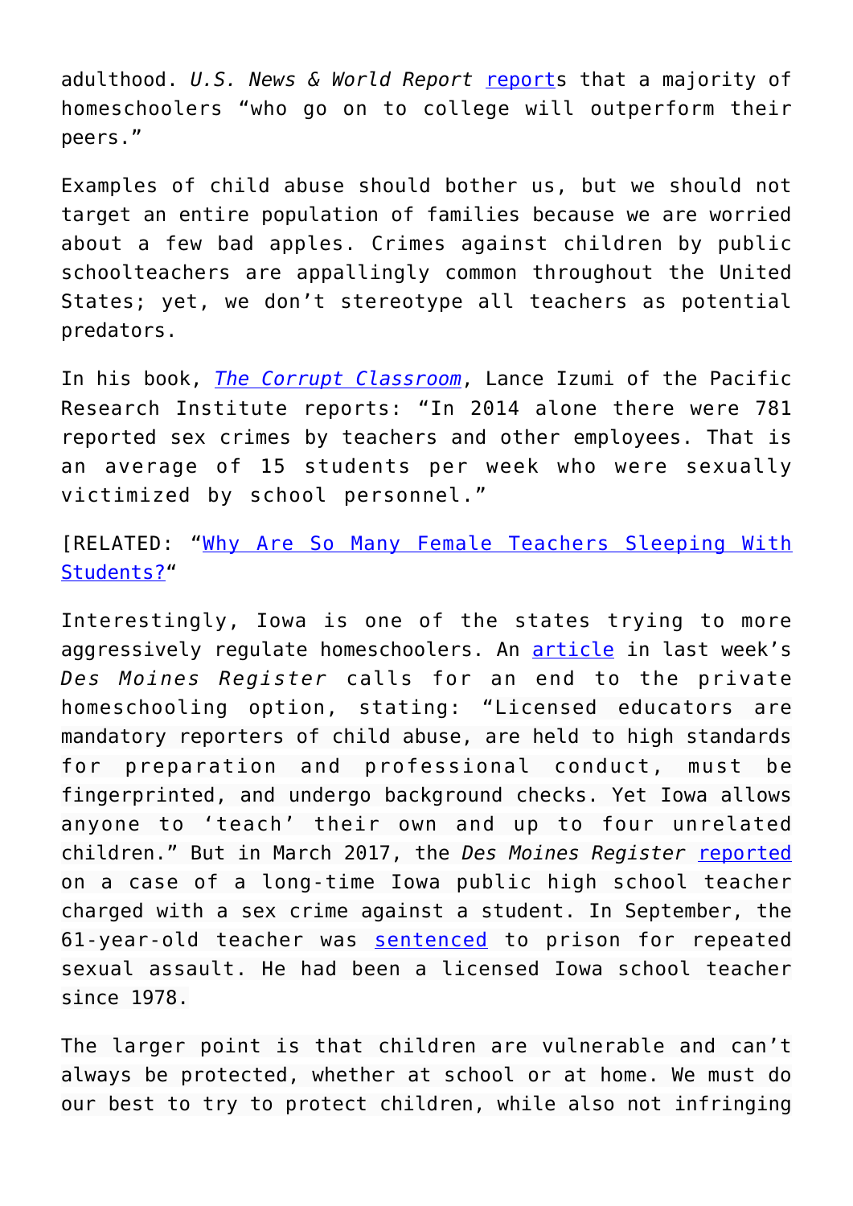adulthood. *U.S. News & World Report* reports that a majority of homeschoolers "who go on to college will outperform their peers."

Examples of child abuse should bother us, but we should not target an entire population of families because we are worried about a few bad apples. Crimes against children by public schoolteachers are appallingly common throughout the United States; yet, we don't stereotype all teachers as potential predators.

In his book, *The Corrupt Classroom*, Lance Izumi of the Pacific Research Institute reports: "In 2014 alone there were 781 reported sex crimes by teachers and other employees. That is an average of 15 students per week who were sexually victimized by school personnel."

[RELATED: "Why Are So Many Female Teachers Sleeping With Students?"

Interestingly, Iowa is one of the states trying to more aggressively regulate homeschoolers. An article in last week's *Des Moines Register* calls for an end to the private homeschooling option, stating: "Licensed educators are mandatory reporters of child abuse, are held to high standards for preparation and professional conduct, must be fingerprinted, and undergo background checks. Yet Iowa allows anyone to 'teach' their own and up to four unrelated children." But in March 2017, the *Des Moines Register* reported on a case of a long-time Iowa public high school teacher charged with a sex crime against a student. In September, the 61-year-old teacher was sentenced to prison for repeated sexual assault. He had been a licensed Iowa school teacher since 1978.

The larger point is that children are vulnerable and can't always be protected, whether at school or at home. We must do our best to try to protect children, while also not infringing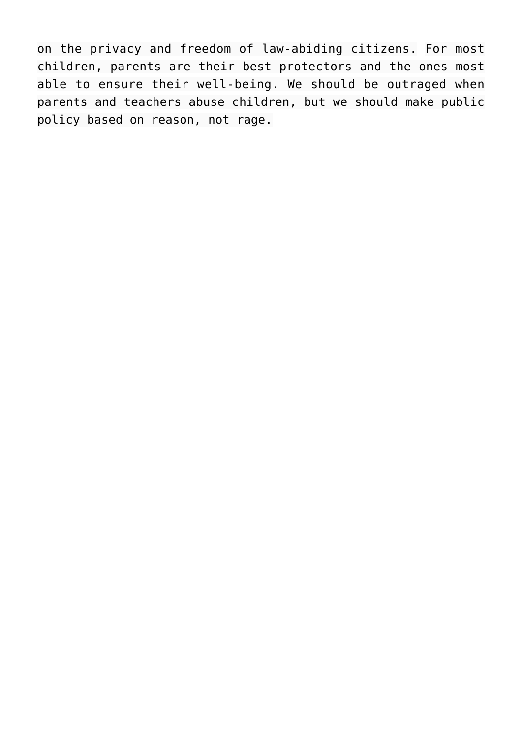on the privacy and freedom of law-abiding citizens. For most children, parents are their best protectors and the ones most able to ensure their well-being. We should be outraged when parents and teachers abuse children, but we should make public policy based on reason, not rage.